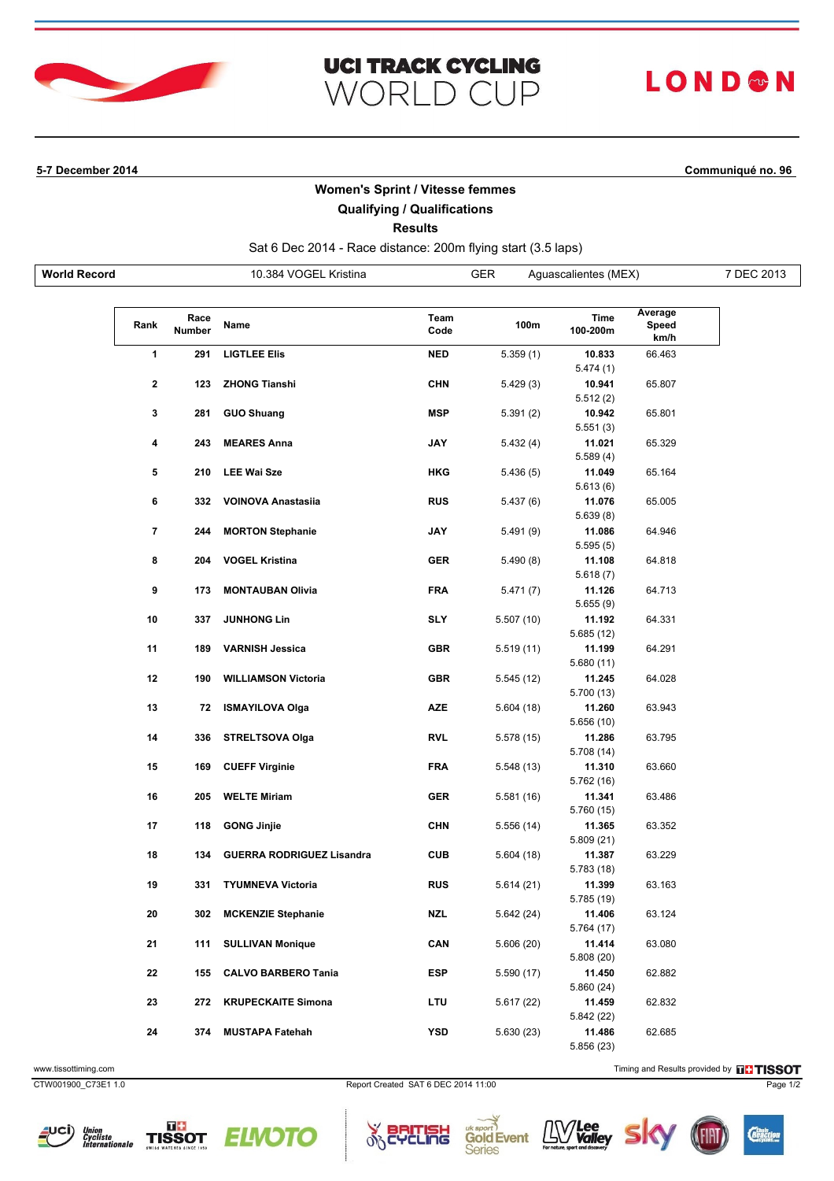# UCI TRACK CYCLING WORLD CUP

LONDON

**5-7 December 2014** **Communiqué no. 96**

## Women's Sprint / Vitesse femmes

### Qualifying / Qualifications

### Results

Sat 6 Dec 2014 - Race distance: 200m flying start (3.5 laps)

| | | | | |
|---|---|---|---|---|
| **World Record** | 10.384 VOGEL Kristina | GER | Aguascalientes (MEX) | 7 DEC 2013 |

| Rank | Race Number | Name | Team Code | 100m | Time 100-200m | Average Speed km/h |
|---|---|---|---|---|---|---|
| 1 | 291 | **LIGTLEE Elis** | NED | 5.359 (1) | **10.833** 5.474 (1) | 66.463 |
| 2 | 123 | **ZHONG Tianshi** | CHN | 5.429 (3) | **10.941** 5.512 (2) | 65.807 |
| 3 | 281 | **GUO Shuang** | MSP | 5.391 (2) | **10.942** 5.551 (3) | 65.801 |
| 4 | 243 | **MEARES Anna** | JAY | 5.432 (4) | **11.021** 5.589 (4) | 65.329 |
| 5 | 210 | **LEE Wai Sze** | HKG | 5.436 (5) | **11.049** 5.613 (6) | 65.164 |
| 6 | 332 | **VOINOVA Anastasiia** | RUS | 5.437 (6) | **11.076** 5.639 (8) | 65.005 |
| 7 | 244 | **MORTON Stephanie** | JAY | 5.491 (9) | **11.086** 5.595 (5) | 64.946 |
| 8 | 204 | **VOGEL Kristina** | GER | 5.490 (8) | **11.108** 5.618 (7) | 64.818 |
| 9 | 173 | **MONTAUBAN Olivia** | FRA | 5.471 (7) | **11.126** 5.655 (9) | 64.713 |
| 10 | 337 | **JUNHONG Lin** | SLY | 5.507 (10) | **11.192** 5.685 (12) | 64.331 |
| 11 | 189 | **VARNISH Jessica** | GBR | 5.519 (11) | **11.199** 5.680 (11) | 64.291 |
| 12 | 190 | **WILLIAMSON Victoria** | GBR | 5.545 (12) | **11.245** 5.700 (13) | 64.028 |
| 13 | 72 | **ISMAYILOVA Olga** | AZE | 5.604 (18) | **11.260** 5.656 (10) | 63.943 |
| 14 | 336 | **STRELTSOVA Olga** | RVL | 5.578 (15) | **11.286** 5.708 (14) | 63.795 |
| 15 | 169 | **CUEFF Virginie** | FRA | 5.548 (13) | **11.310** 5.762 (16) | 63.660 |
| 16 | 205 | **WELTE Miriam** | GER | 5.581 (16) | **11.341** 5.760 (15) | 63.486 |
| 17 | 118 | **GONG Jinjie** | CHN | 5.556 (14) | **11.365** 5.809 (21) | 63.352 |
| 18 | 134 | **GUERRA RODRIGUEZ Lisandra** | CUB | 5.604 (18) | **11.387** 5.783 (18) | 63.229 |
| 19 | 331 | **TYUMNEVA Victoria** | RUS | 5.614 (21) | **11.399** 5.785 (19) | 63.163 |
| 20 | 302 | **MCKENZIE Stephanie** | NZL | 5.642 (24) | **11.406** 5.764 (17) | 63.124 |
| 21 | 111 | **SULLIVAN Monique** | CAN | 5.606 (20) | **11.414** 5.808 (20) | 63.080 |
| 22 | 155 | **CALVO BARBERO Tania** | ESP | 5.590 (17) | **11.450** 5.860 (24) | 62.882 |
| 23 | 272 | **KRUPECKAITE Simona** | LTU | 5.617 (22) | **11.459** 5.842 (22) | 62.832 |
| 24 | 374 | **MUSTAPA Fatehah** | YSD | 5.630 (23) | **11.486** 5.856 (23) | 62.685 |

www.tissottiming.com

Timing and Results provided by TISSOT

CTW001900_C73E1 1.0

Report Created SAT 6 DEC 2014 11:00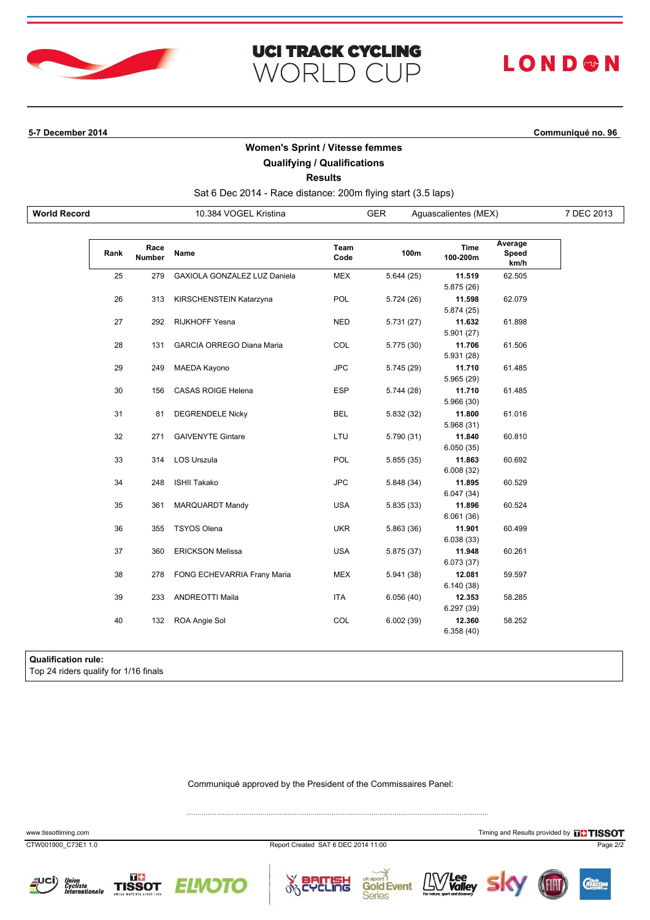# UCI TRACK CYCLING WORLD CUP

LONDON

**5-7 December 2014** **Communiqué no. 96**

## Women's Sprint / Vitesse femmes

### Qualifying / Qualifications

### Results

Sat 6 Dec 2014 - Race distance: 200m flying start (3.5 laps)

| World Record | 10.384 VOGEL Kristina | GER | Aguascalientes (MEX) | 7 DEC 2013 |
|---|---|---|---|---|

| Rank | Race Number | Name | Team Code | 100m | Time 100-200m | Average Speed km/h |
|---|---|---|---|---|---|---|
| 25 | 279 | GAXIOLA GONZALEZ LUZ Daniela | MEX | 5.644 (25) | **11.519** 5.875 (26) | 62.505 |
| 26 | 313 | KIRSCHENSTEIN Katarzyna | POL | 5.724 (26) | **11.598** 5.874 (25) | 62.079 |
| 27 | 292 | RIJKHOFF Yesna | NED | 5.731 (27) | **11.632** 5.901 (27) | 61.898 |
| 28 | 131 | GARCIA ORREGO Diana Maria | COL | 5.775 (30) | **11.706** 5.931 (28) | 61.506 |
| 29 | 249 | MAEDA Kayono | JPC | 5.745 (29) | **11.710** 5.965 (29) | 61.485 |
| 30 | 156 | CASAS ROIGE Helena | ESP | 5.744 (28) | **11.710** 5.966 (30) | 61.485 |
| 31 | 81 | DEGRENDELE Nicky | BEL | 5.832 (32) | **11.800** 5.968 (31) | 61.016 |
| 32 | 271 | GAIVENYTE Gintare | LTU | 5.790 (31) | **11.840** 6.050 (35) | 60.810 |
| 33 | 314 | LOS Urszula | POL | 5.855 (35) | **11.863** 6.008 (32) | 60.692 |
| 34 | 248 | ISHII Takako | JPC | 5.848 (34) | **11.895** 6.047 (34) | 60.529 |
| 35 | 361 | MARQUARDT Mandy | USA | 5.835 (33) | **11.896** 6.061 (36) | 60.524 |
| 36 | 355 | TSYOS Olena | UKR | 5.863 (36) | **11.901** 6.038 (33) | 60.499 |
| 37 | 360 | ERICKSON Melissa | USA | 5.875 (37) | **11.948** 6.073 (37) | 60.261 |
| 38 | 278 | FONG ECHEVARRIA Frany Maria | MEX | 5.941 (38) | **12.081** 6.140 (38) | 59.597 |
| 39 | 233 | ANDREOTTI Maila | ITA | 6.056 (40) | **12.353** 6.297 (39) | 58.285 |
| 40 | 132 | ROA Angie Sol | COL | 6.002 (39) | **12.360** 6.358 (40) | 58.252 |

**Qualification rule:**
Top 24 riders qualify for 1/16 finals

Communiqué approved by the President of the Commissaires Panel:

www.tissottiming.com — Timing and Results provided by TISSOT

CTW001900_C73E1 1.0 — Report Created SAT 6 DEC 2014 11:00